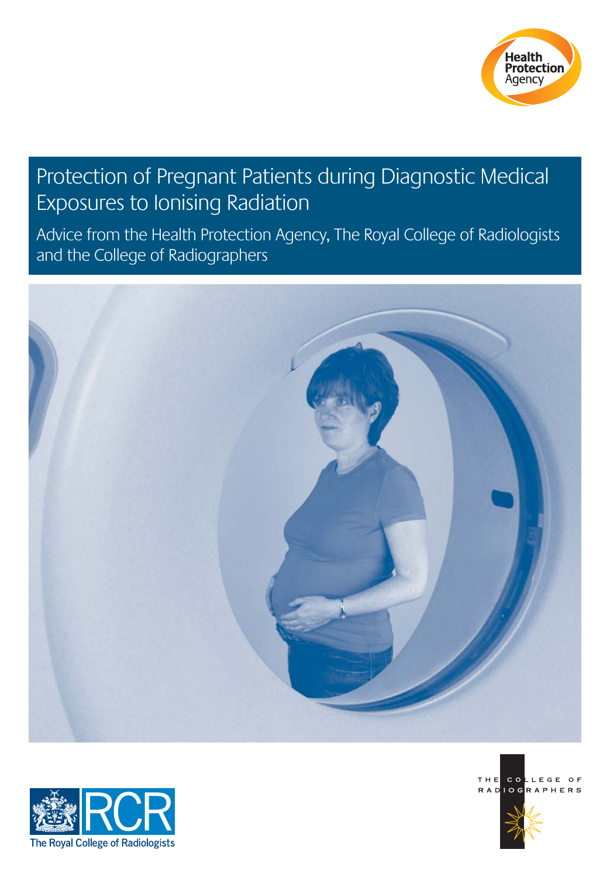Health Protection Agency

# Protection of Pregnant Patients during Diagnostic Medical Exposures to Ionising Radiation

## Advice from the Health Protection Agency, The Royal College of Radiologists and the College of Radiographers

RCR
The Royal College of Radiologists

THE COLLEGE OF RADIOGRAPHERS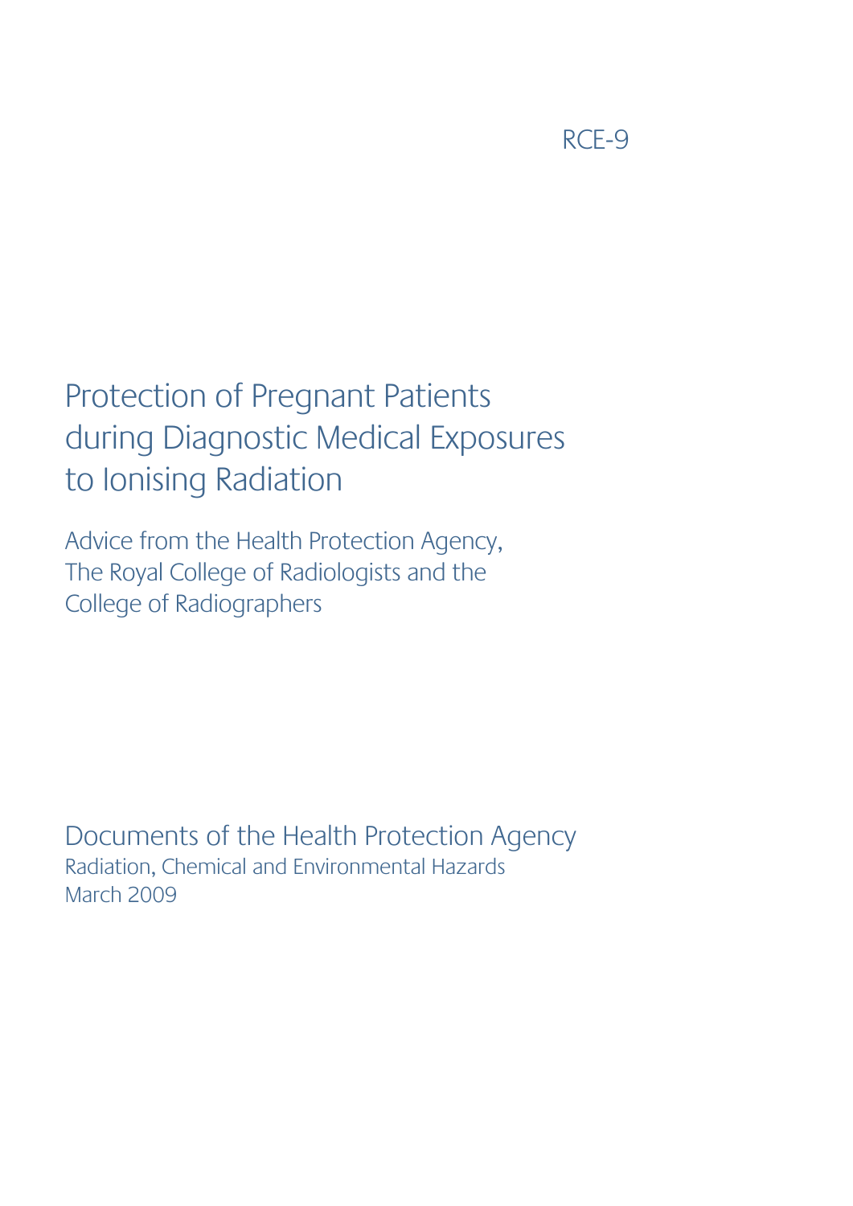RCE-9

# Protection of Pregnant Patients during Diagnostic Medical Exposures to Ionising Radiation

Advice from the Health Protection Agency, The Royal College of Radiologists and the College of Radiographers

Documents of the Health Protection Agency
Radiation, Chemical and Environmental Hazards
March 2009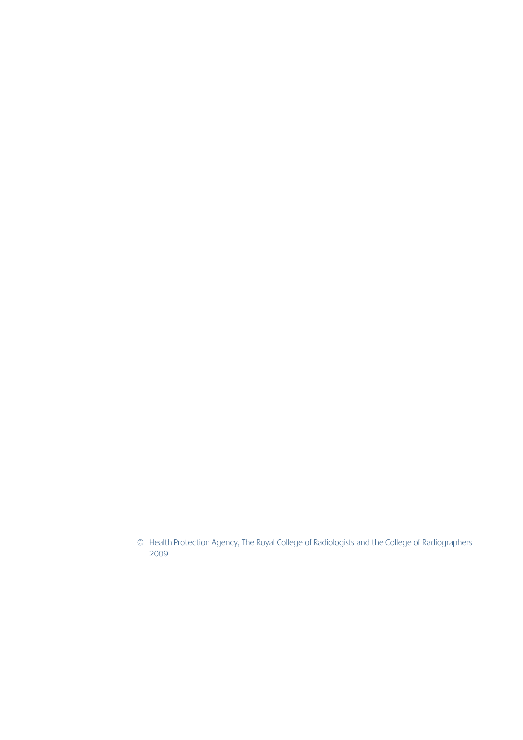© Health Protection Agency, The Royal College of Radiologists and the College of Radiographers 2009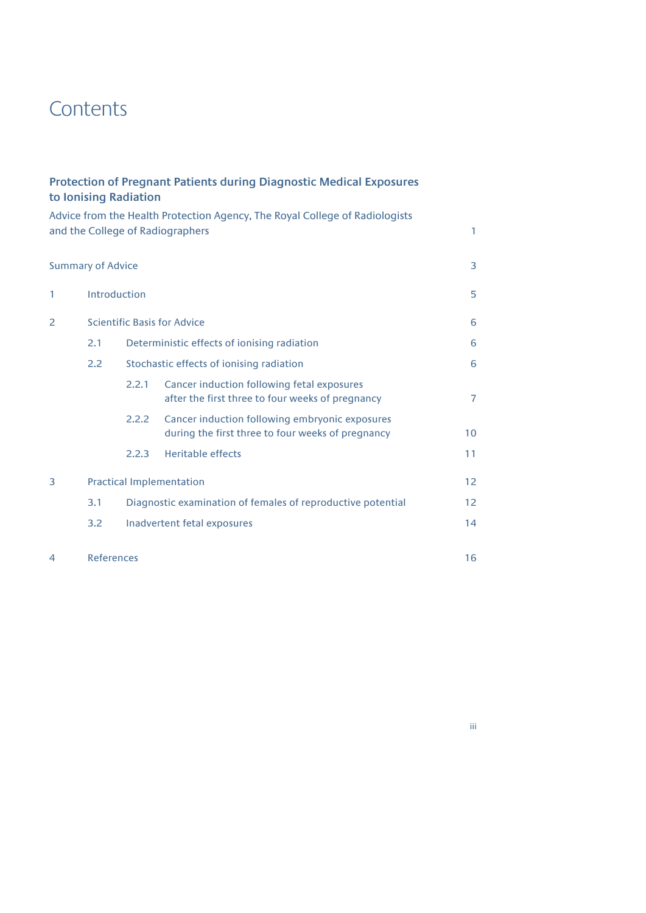# Contents

**Protection of Pregnant Patients during Diagnostic Medical Exposures to Ionising Radiation**

Advice from the Health Protection Agency, The Royal College of Radiologists and the College of Radiographers 1

Summary of Advice 3

1 Introduction 5

2 Scientific Basis for Advice 6

- 2.1 Deterministic effects of ionising radiation 6
- 2.2 Stochastic effects of ionising radiation 6
  - 2.2.1 Cancer induction following fetal exposures after the first three to four weeks of pregnancy 7
  - 2.2.2 Cancer induction following embryonic exposures during the first three to four weeks of pregnancy 10
  - 2.2.3 Heritable effects 11

3 Practical Implementation 12

- 3.1 Diagnostic examination of females of reproductive potential 12
- 3.2 Inadvertent fetal exposures 14

4 References 16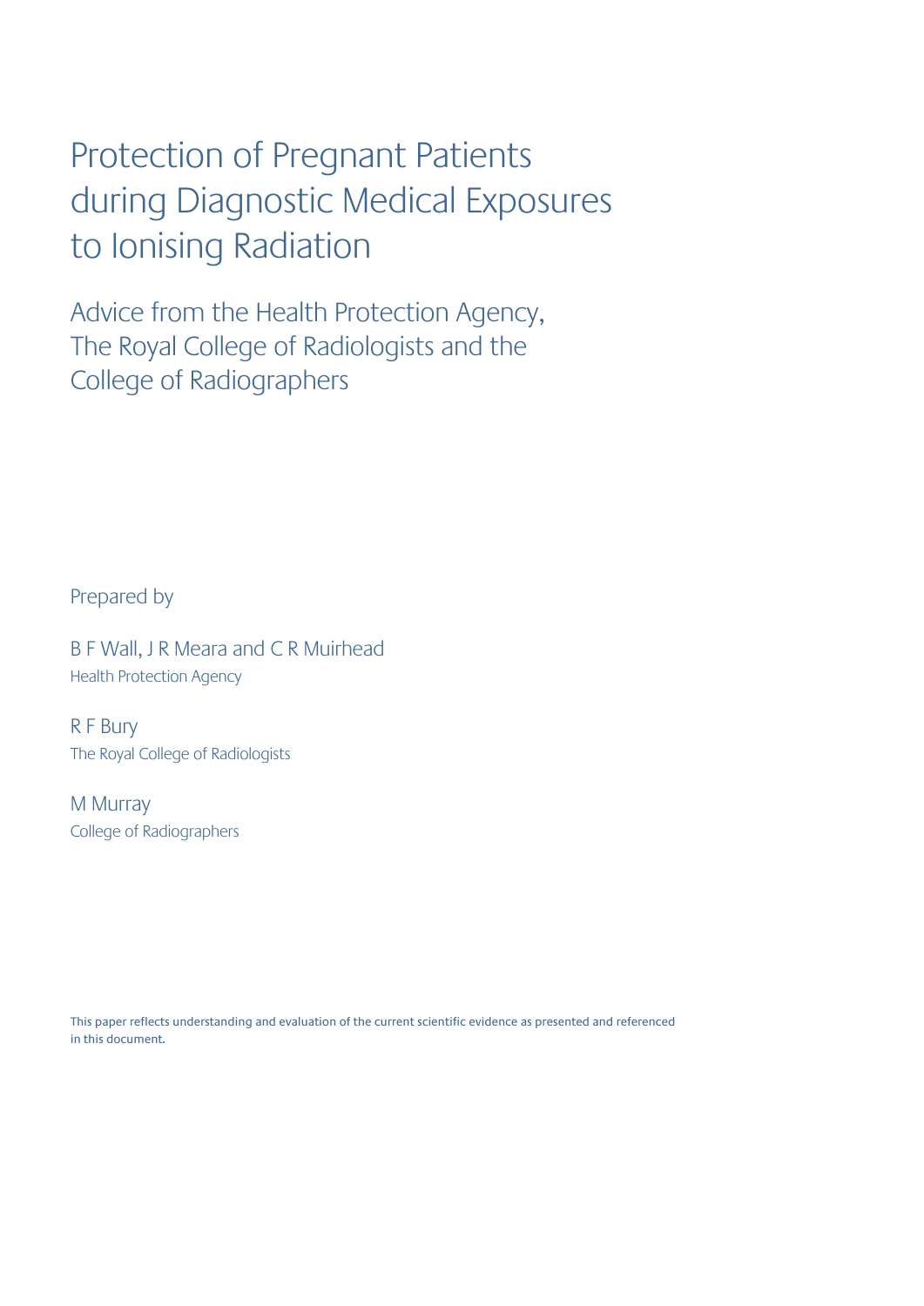# Protection of Pregnant Patients during Diagnostic Medical Exposures to Ionising Radiation

## Advice from the Health Protection Agency, The Royal College of Radiologists and the College of Radiographers

Prepared by

B F Wall, J R Meara and C R Muirhead  
Health Protection Agency

R F Bury  
The Royal College of Radiologists

M Murray  
College of Radiographers

This paper reflects understanding and evaluation of the current scientific evidence as presented and referenced in this document.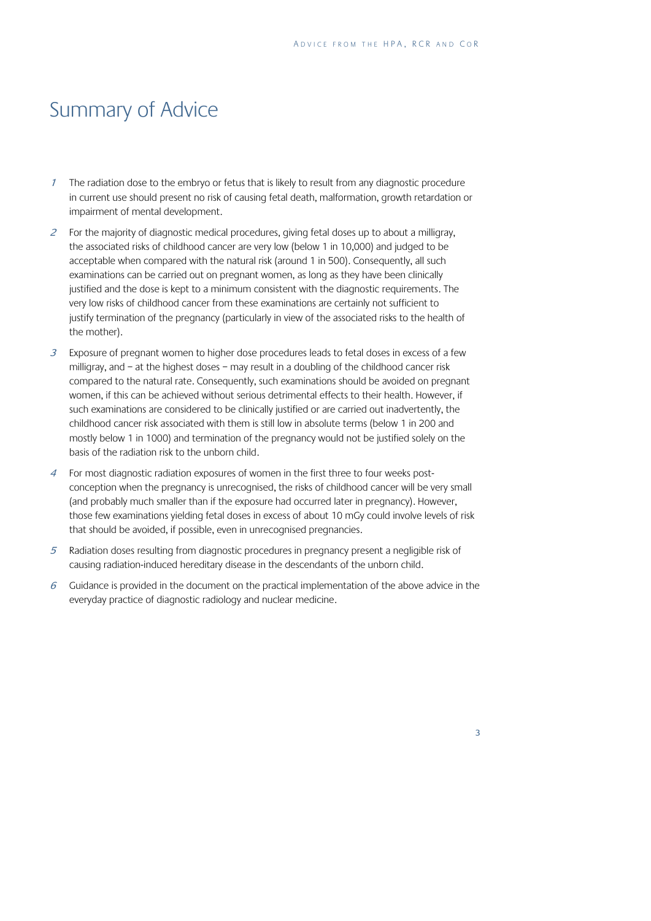# Summary of Advice

1. The radiation dose to the embryo or fetus that is likely to result from any diagnostic procedure in current use should present no risk of causing fetal death, malformation, growth retardation or impairment of mental development.

2. For the majority of diagnostic medical procedures, giving fetal doses up to about a milligray, the associated risks of childhood cancer are very low (below 1 in 10,000) and judged to be acceptable when compared with the natural risk (around 1 in 500). Consequently, all such examinations can be carried out on pregnant women, as long as they have been clinically justified and the dose is kept to a minimum consistent with the diagnostic requirements. The very low risks of childhood cancer from these examinations are certainly not sufficient to justify termination of the pregnancy (particularly in view of the associated risks to the health of the mother).

3. Exposure of pregnant women to higher dose procedures leads to fetal doses in excess of a few milligray, and – at the highest doses – may result in a doubling of the childhood cancer risk compared to the natural rate. Consequently, such examinations should be avoided on pregnant women, if this can be achieved without serious detrimental effects to their health. However, if such examinations are considered to be clinically justified or are carried out inadvertently, the childhood cancer risk associated with them is still low in absolute terms (below 1 in 200 and mostly below 1 in 1000) and termination of the pregnancy would not be justified solely on the basis of the radiation risk to the unborn child.

4. For most diagnostic radiation exposures of women in the first three to four weeks post-conception when the pregnancy is unrecognised, the risks of childhood cancer will be very small (and probably much smaller than if the exposure had occurred later in pregnancy). However, those few examinations yielding fetal doses in excess of about 10 mGy could involve levels of risk that should be avoided, if possible, even in unrecognised pregnancies.

5. Radiation doses resulting from diagnostic procedures in pregnancy present a negligible risk of causing radiation-induced hereditary disease in the descendants of the unborn child.

6. Guidance is provided in the document on the practical implementation of the above advice in the everyday practice of diagnostic radiology and nuclear medicine.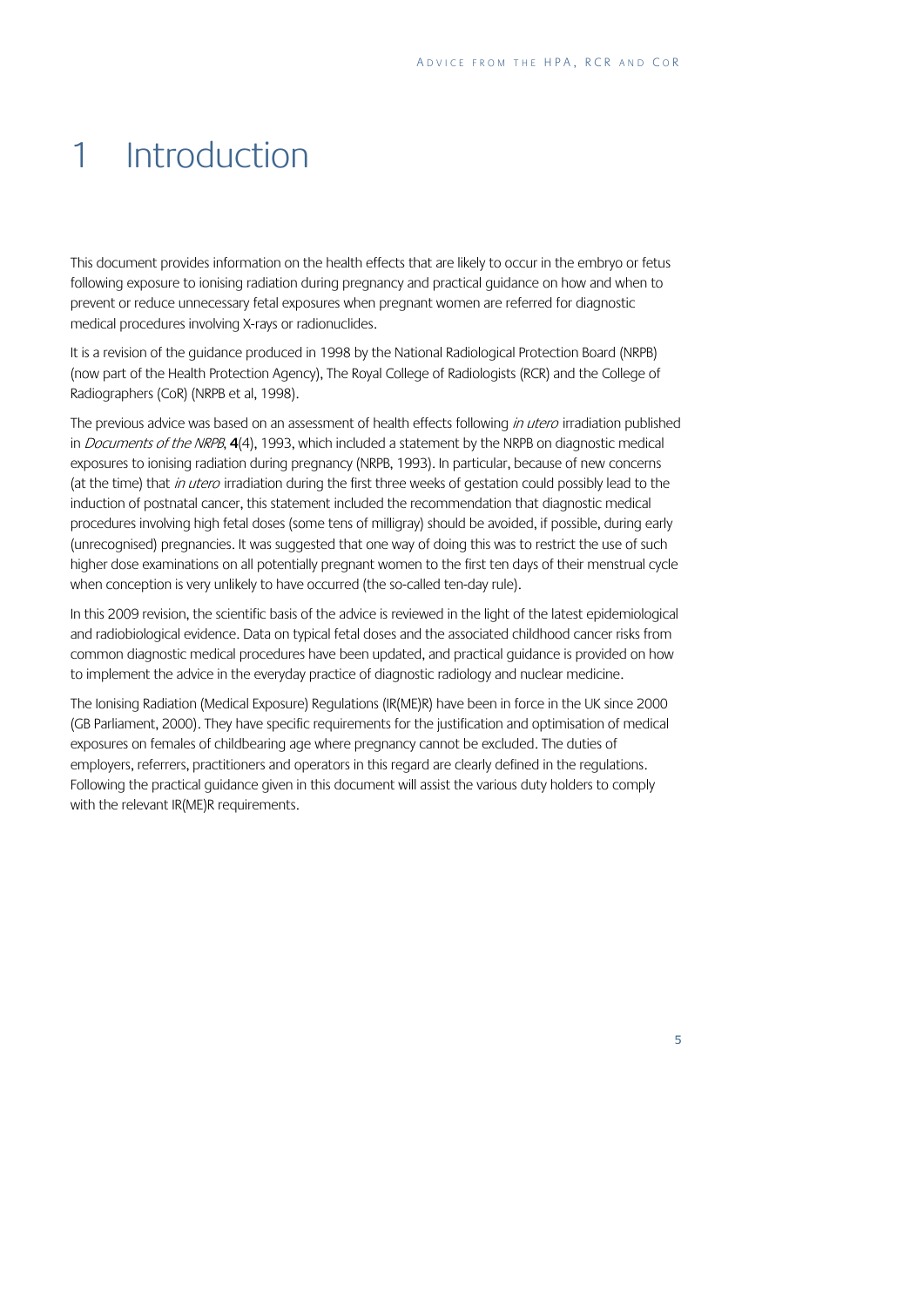# 1 Introduction

This document provides information on the health effects that are likely to occur in the embryo or fetus following exposure to ionising radiation during pregnancy and practical guidance on how and when to prevent or reduce unnecessary fetal exposures when pregnant women are referred for diagnostic medical procedures involving X-rays or radionuclides.

It is a revision of the guidance produced in 1998 by the National Radiological Protection Board (NRPB) (now part of the Health Protection Agency), The Royal College of Radiologists (RCR) and the College of Radiographers (CoR) (NRPB et al, 1998).

The previous advice was based on an assessment of health effects following *in utero* irradiation published in *Documents of the NRPB*, **4**(4), 1993, which included a statement by the NRPB on diagnostic medical exposures to ionising radiation during pregnancy (NRPB, 1993). In particular, because of new concerns (at the time) that *in utero* irradiation during the first three weeks of gestation could possibly lead to the induction of postnatal cancer, this statement included the recommendation that diagnostic medical procedures involving high fetal doses (some tens of milligray) should be avoided, if possible, during early (unrecognised) pregnancies. It was suggested that one way of doing this was to restrict the use of such higher dose examinations on all potentially pregnant women to the first ten days of their menstrual cycle when conception is very unlikely to have occurred (the so-called ten-day rule).

In this 2009 revision, the scientific basis of the advice is reviewed in the light of the latest epidemiological and radiobiological evidence. Data on typical fetal doses and the associated childhood cancer risks from common diagnostic medical procedures have been updated, and practical guidance is provided on how to implement the advice in the everyday practice of diagnostic radiology and nuclear medicine.

The Ionising Radiation (Medical Exposure) Regulations (IR(ME)R) have been in force in the UK since 2000 (GB Parliament, 2000). They have specific requirements for the justification and optimisation of medical exposures on females of childbearing age where pregnancy cannot be excluded. The duties of employers, referrers, practitioners and operators in this regard are clearly defined in the regulations. Following the practical guidance given in this document will assist the various duty holders to comply with the relevant IR(ME)R requirements.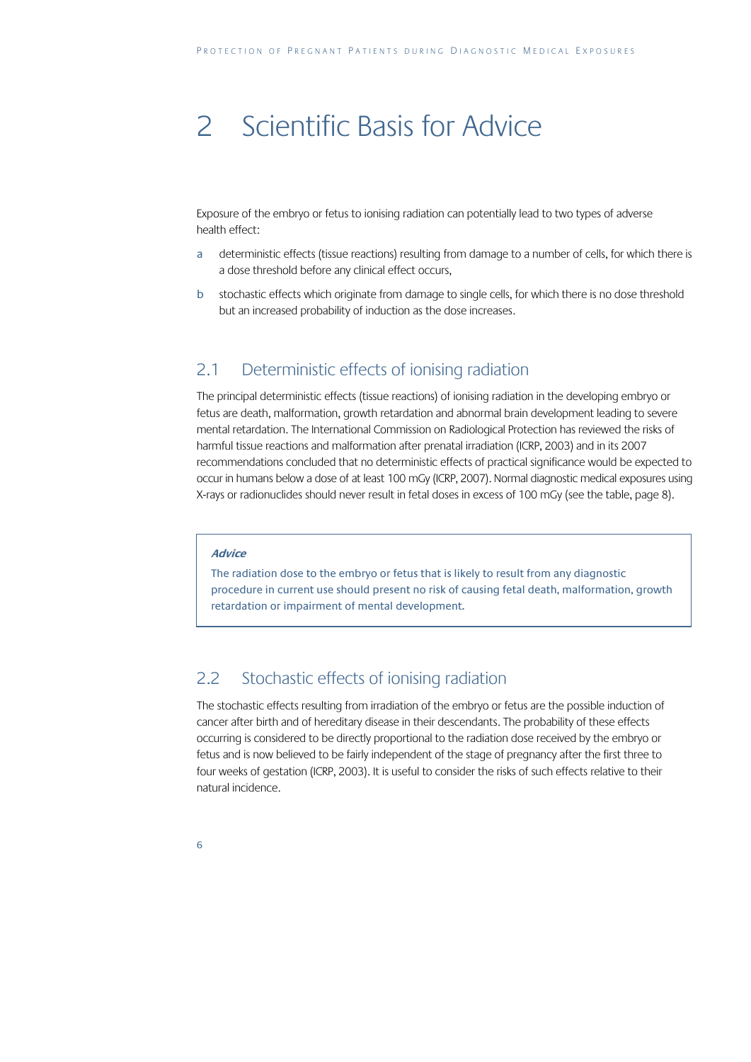# 2 Scientific Basis for Advice

Exposure of the embryo or fetus to ionising radiation can potentially lead to two types of adverse health effect:

a deterministic effects (tissue reactions) resulting from damage to a number of cells, for which there is a dose threshold before any clinical effect occurs,

b stochastic effects which originate from damage to single cells, for which there is no dose threshold but an increased probability of induction as the dose increases.

## 2.1 Deterministic effects of ionising radiation

The principal deterministic effects (tissue reactions) of ionising radiation in the developing embryo or fetus are death, malformation, growth retardation and abnormal brain development leading to severe mental retardation. The International Commission on Radiological Protection has reviewed the risks of harmful tissue reactions and malformation after prenatal irradiation (ICRP, 2003) and in its 2007 recommendations concluded that no deterministic effects of practical significance would be expected to occur in humans below a dose of at least 100 mGy (ICRP, 2007). Normal diagnostic medical exposures using X-rays or radionuclides should never result in fetal doses in excess of 100 mGy (see the table, page 8).

> ***Advice***
>
> The radiation dose to the embryo or fetus that is likely to result from any diagnostic procedure in current use should present no risk of causing fetal death, malformation, growth retardation or impairment of mental development.

## 2.2 Stochastic effects of ionising radiation

The stochastic effects resulting from irradiation of the embryo or fetus are the possible induction of cancer after birth and of hereditary disease in their descendants. The probability of these effects occurring is considered to be directly proportional to the radiation dose received by the embryo or fetus and is now believed to be fairly independent of the stage of pregnancy after the first three to four weeks of gestation (ICRP, 2003). It is useful to consider the risks of such effects relative to their natural incidence.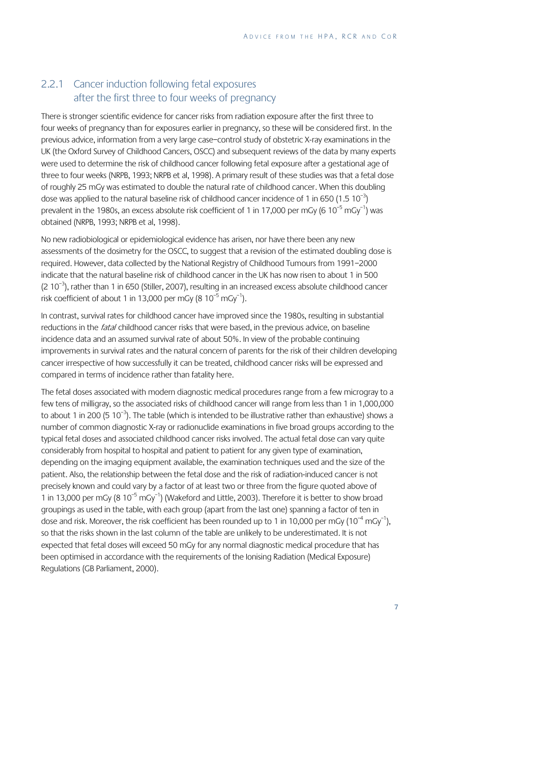### 2.2.1 Cancer induction following fetal exposures after the first three to four weeks of pregnancy

There is stronger scientific evidence for cancer risks from radiation exposure after the first three to four weeks of pregnancy than for exposures earlier in pregnancy, so these will be considered first. In the previous advice, information from a very large case–control study of obstetric X-ray examinations in the UK (the Oxford Survey of Childhood Cancers, OSCC) and subsequent reviews of the data by many experts were used to determine the risk of childhood cancer following fetal exposure after a gestational age of three to four weeks (NRPB, 1993; NRPB et al, 1998). A primary result of these studies was that a fetal dose of roughly 25 mGy was estimated to double the natural rate of childhood cancer. When this doubling dose was applied to the natural baseline risk of childhood cancer incidence of 1 in 650 ($1.5\ 10^{-3}$) prevalent in the 1980s, an excess absolute risk coefficient of 1 in 17,000 per mGy ($6\ 10^{-5}\ \mathrm{mGy}^{-1}$) was obtained (NRPB, 1993; NRPB et al, 1998).

No new radiobiological or epidemiological evidence has arisen, nor have there been any new assessments of the dosimetry for the OSCC, to suggest that a revision of the estimated doubling dose is required. However, data collected by the National Registry of Childhood Tumours from 1991–2000 indicate that the natural baseline risk of childhood cancer in the UK has now risen to about 1 in 500 ($2\ 10^{-3}$), rather than 1 in 650 (Stiller, 2007), resulting in an increased excess absolute childhood cancer risk coefficient of about 1 in 13,000 per mGy ($8\ 10^{-5}\ \mathrm{mGy}^{-1}$).

In contrast, survival rates for childhood cancer have improved since the 1980s, resulting in substantial reductions in the *fatal* childhood cancer risks that were based, in the previous advice, on baseline incidence data and an assumed survival rate of about 50%. In view of the probable continuing improvements in survival rates and the natural concern of parents for the risk of their children developing cancer irrespective of how successfully it can be treated, childhood cancer risks will be expressed and compared in terms of incidence rather than fatality here.

The fetal doses associated with modern diagnostic medical procedures range from a few microgray to a few tens of milligray, so the associated risks of childhood cancer will range from less than 1 in 1,000,000 to about 1 in 200 ($5\ 10^{-3}$). The table (which is intended to be illustrative rather than exhaustive) shows a number of common diagnostic X-ray or radionuclide examinations in five broad groups according to the typical fetal doses and associated childhood cancer risks involved. The actual fetal dose can vary quite considerably from hospital to hospital and patient to patient for any given type of examination, depending on the imaging equipment available, the examination techniques used and the size of the patient. Also, the relationship between the fetal dose and the risk of radiation-induced cancer is not precisely known and could vary by a factor of at least two or three from the figure quoted above of 1 in 13,000 per mGy ($8\ 10^{-5}\ \mathrm{mGy}^{-1}$) (Wakeford and Little, 2003). Therefore it is better to show broad groupings as used in the table, with each group (apart from the last one) spanning a factor of ten in dose and risk. Moreover, the risk coefficient has been rounded up to 1 in 10,000 per mGy ($10^{-4}\ \mathrm{mGy}^{-1}$), so that the risks shown in the last column of the table are unlikely to be underestimated. It is not expected that fetal doses will exceed 50 mGy for any normal diagnostic medical procedure that has been optimised in accordance with the requirements of the Ionising Radiation (Medical Exposure) Regulations (GB Parliament, 2000).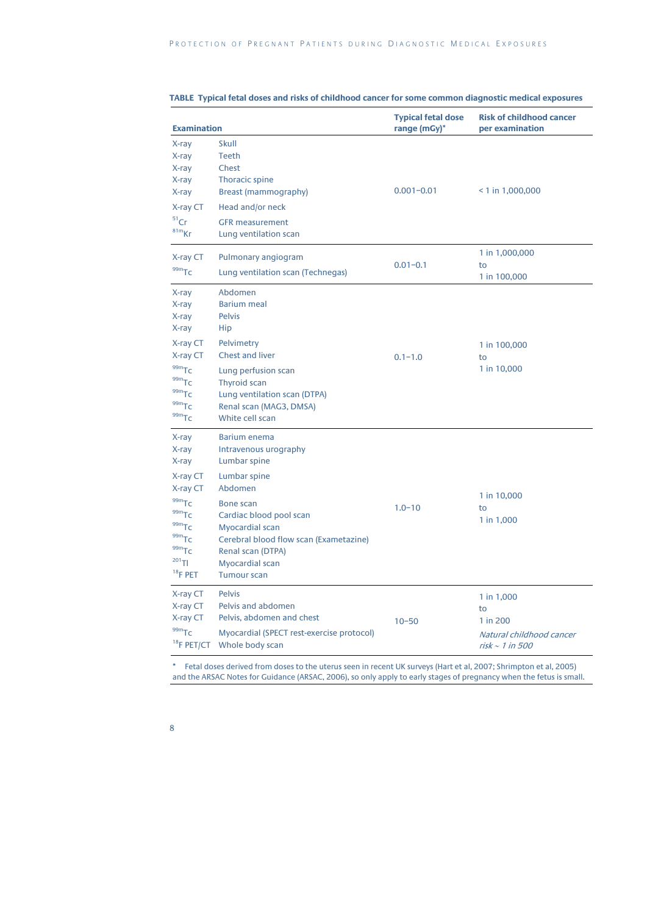**TABLE Typical fetal doses and risks of childhood cancer for some common diagnostic medical exposures**

| Examination | | Typical fetal dose range (mGy)* | Risk of childhood cancer per examination |
|---|---|---|---|
| X-ray | Skull | 0.001–0.01 | < 1 in 1,000,000 |
| X-ray | Teeth | | |
| X-ray | Chest | | |
| X-ray | Thoracic spine | | |
| X-ray | Breast (mammography) | | |
| X-ray CT | Head and/or neck | | |
| $^{51}$Cr | GFR measurement | | |
| $^{81m}$Kr | Lung ventilation scan | | |
| X-ray CT | Pulmonary angiogram | 0.01–0.1 | 1 in 1,000,000 to 1 in 100,000 |
| $^{99m}$Tc | Lung ventilation scan (Technegas) | | |
| X-ray | Abdomen | 0.1–1.0 | 1 in 100,000 to 1 in 10,000 |
| X-ray | Barium meal | | |
| X-ray | Pelvis | | |
| X-ray | Hip | | |
| X-ray CT | Pelvimetry | | |
| X-ray CT | Chest and liver | | |
| $^{99m}$Tc | Lung perfusion scan | | |
| $^{99m}$Tc | Thyroid scan | | |
| $^{99m}$Tc | Lung ventilation scan (DTPA) | | |
| $^{99m}$Tc | Renal scan (MAG3, DMSA) | | |
| $^{99m}$Tc | White cell scan | | |
| X-ray | Barium enema | 1.0–10 | 1 in 10,000 to 1 in 1,000 |
| X-ray | Intravenous urography | | |
| X-ray | Lumbar spine | | |
| X-ray CT | Lumbar spine | | |
| X-ray CT | Abdomen | | |
| $^{99m}$Tc | Bone scan | | |
| $^{99m}$Tc | Cardiac blood pool scan | | |
| $^{99m}$Tc | Myocardial scan | | |
| $^{99m}$Tc | Cerebral blood flow scan (Exametazine) | | |
| $^{99m}$Tc | Renal scan (DTPA) | | |
| $^{201}$Tl | Myocardial scan | | |
| $^{18}$F PET | Tumour scan | | |
| X-ray CT | Pelvis | 10–50 | 1 in 1,000 to 1 in 200 |
| X-ray CT | Pelvis and abdomen | | |
| X-ray CT | Pelvis, abdomen and chest | | |
| $^{99m}$Tc | Myocardial (SPECT rest-exercise protocol) | | *Natural childhood cancer risk ~ 1 in 500* |
| $^{18}$F PET/CT | Whole body scan | | |

\* Fetal doses derived from doses to the uterus seen in recent UK surveys (Hart et al, 2007; Shrimpton et al, 2005) and the ARSAC Notes for Guidance (ARSAC, 2006), so only apply to early stages of pregnancy when the fetus is small.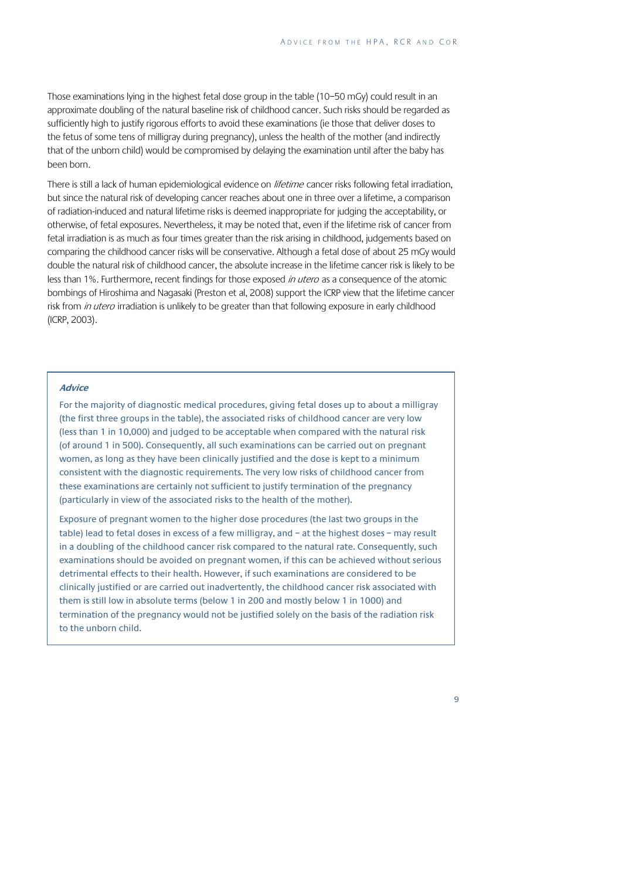Those examinations lying in the highest fetal dose group in the table (10–50 mGy) could result in an approximate doubling of the natural baseline risk of childhood cancer. Such risks should be regarded as sufficiently high to justify rigorous efforts to avoid these examinations (ie those that deliver doses to the fetus of some tens of milligray during pregnancy), unless the health of the mother (and indirectly that of the unborn child) would be compromised by delaying the examination until after the baby has been born.

There is still a lack of human epidemiological evidence on *lifetime* cancer risks following fetal irradiation, but since the natural risk of developing cancer reaches about one in three over a lifetime, a comparison of radiation-induced and natural lifetime risks is deemed inappropriate for judging the acceptability, or otherwise, of fetal exposures. Nevertheless, it may be noted that, even if the lifetime risk of cancer from fetal irradiation is as much as four times greater than the risk arising in childhood, judgements based on comparing the childhood cancer risks will be conservative. Although a fetal dose of about 25 mGy would double the natural risk of childhood cancer, the absolute increase in the lifetime cancer risk is likely to be less than 1%. Furthermore, recent findings for those exposed *in utero* as a consequence of the atomic bombings of Hiroshima and Nagasaki (Preston et al, 2008) support the ICRP view that the lifetime cancer risk from *in utero* irradiation is unlikely to be greater than that following exposure in early childhood (ICRP, 2003).

***Advice***

For the majority of diagnostic medical procedures, giving fetal doses up to about a milligray (the first three groups in the table), the associated risks of childhood cancer are very low (less than 1 in 10,000) and judged to be acceptable when compared with the natural risk (of around 1 in 500). Consequently, all such examinations can be carried out on pregnant women, as long as they have been clinically justified and the dose is kept to a minimum consistent with the diagnostic requirements. The very low risks of childhood cancer from these examinations are certainly not sufficient to justify termination of the pregnancy (particularly in view of the associated risks to the health of the mother).

Exposure of pregnant women to the higher dose procedures (the last two groups in the table) lead to fetal doses in excess of a few milligray, and – at the highest doses – may result in a doubling of the childhood cancer risk compared to the natural rate. Consequently, such examinations should be avoided on pregnant women, if this can be achieved without serious detrimental effects to their health. However, if such examinations are considered to be clinically justified or are carried out inadvertently, the childhood cancer risk associated with them is still low in absolute terms (below 1 in 200 and mostly below 1 in 1000) and termination of the pregnancy would not be justified solely on the basis of the radiation risk to the unborn child.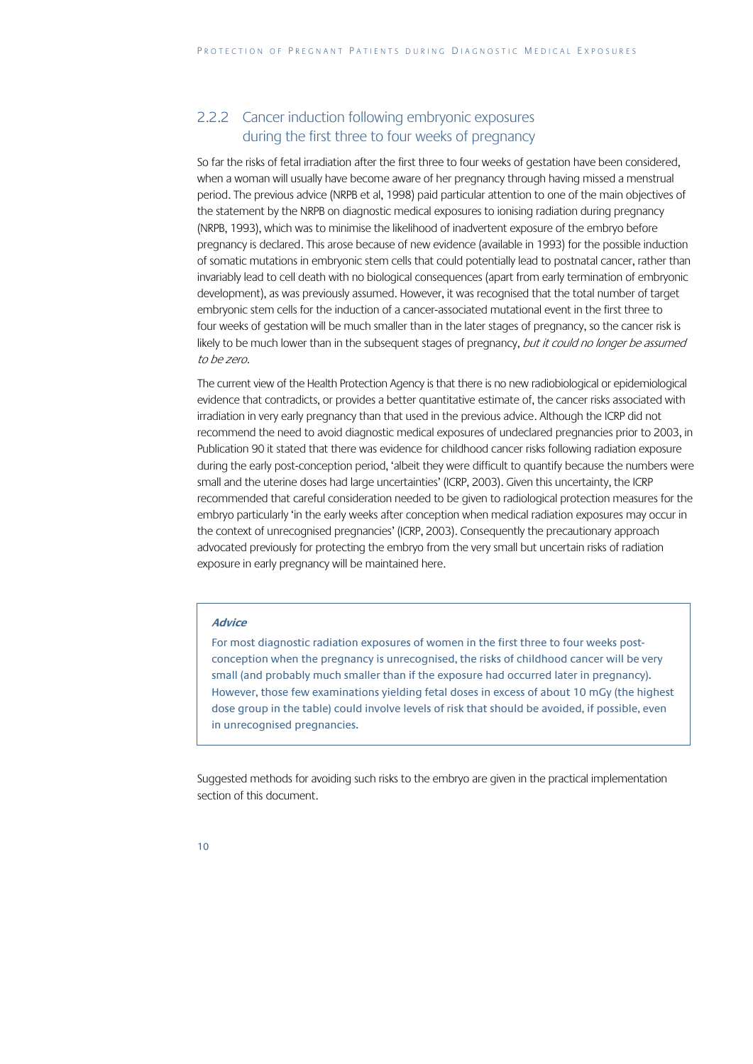### 2.2.2 Cancer induction following embryonic exposures during the first three to four weeks of pregnancy

So far the risks of fetal irradiation after the first three to four weeks of gestation have been considered, when a woman will usually have become aware of her pregnancy through having missed a menstrual period. The previous advice (NRPB et al, 1998) paid particular attention to one of the main objectives of the statement by the NRPB on diagnostic medical exposures to ionising radiation during pregnancy (NRPB, 1993), which was to minimise the likelihood of inadvertent exposure of the embryo before pregnancy is declared. This arose because of new evidence (available in 1993) for the possible induction of somatic mutations in embryonic stem cells that could potentially lead to postnatal cancer, rather than invariably lead to cell death with no biological consequences (apart from early termination of embryonic development), as was previously assumed. However, it was recognised that the total number of target embryonic stem cells for the induction of a cancer-associated mutational event in the first three to four weeks of gestation will be much smaller than in the later stages of pregnancy, so the cancer risk is likely to be much lower than in the subsequent stages of pregnancy, *but it could no longer be assumed to be zero*.

The current view of the Health Protection Agency is that there is no new radiobiological or epidemiological evidence that contradicts, or provides a better quantitative estimate of, the cancer risks associated with irradiation in very early pregnancy than that used in the previous advice. Although the ICRP did not recommend the need to avoid diagnostic medical exposures of undeclared pregnancies prior to 2003, in Publication 90 it stated that there was evidence for childhood cancer risks following radiation exposure during the early post-conception period, 'albeit they were difficult to quantify because the numbers were small and the uterine doses had large uncertainties' (ICRP, 2003). Given this uncertainty, the ICRP recommended that careful consideration needed to be given to radiological protection measures for the embryo particularly 'in the early weeks after conception when medical radiation exposures may occur in the context of unrecognised pregnancies' (ICRP, 2003). Consequently the precautionary approach advocated previously for protecting the embryo from the very small but uncertain risks of radiation exposure in early pregnancy will be maintained here.

> ***Advice***
>
> For most diagnostic radiation exposures of women in the first three to four weeks post-conception when the pregnancy is unrecognised, the risks of childhood cancer will be very small (and probably much smaller than if the exposure had occurred later in pregnancy). However, those few examinations yielding fetal doses in excess of about 10 mGy (the highest dose group in the table) could involve levels of risk that should be avoided, if possible, even in unrecognised pregnancies.

Suggested methods for avoiding such risks to the embryo are given in the practical implementation section of this document.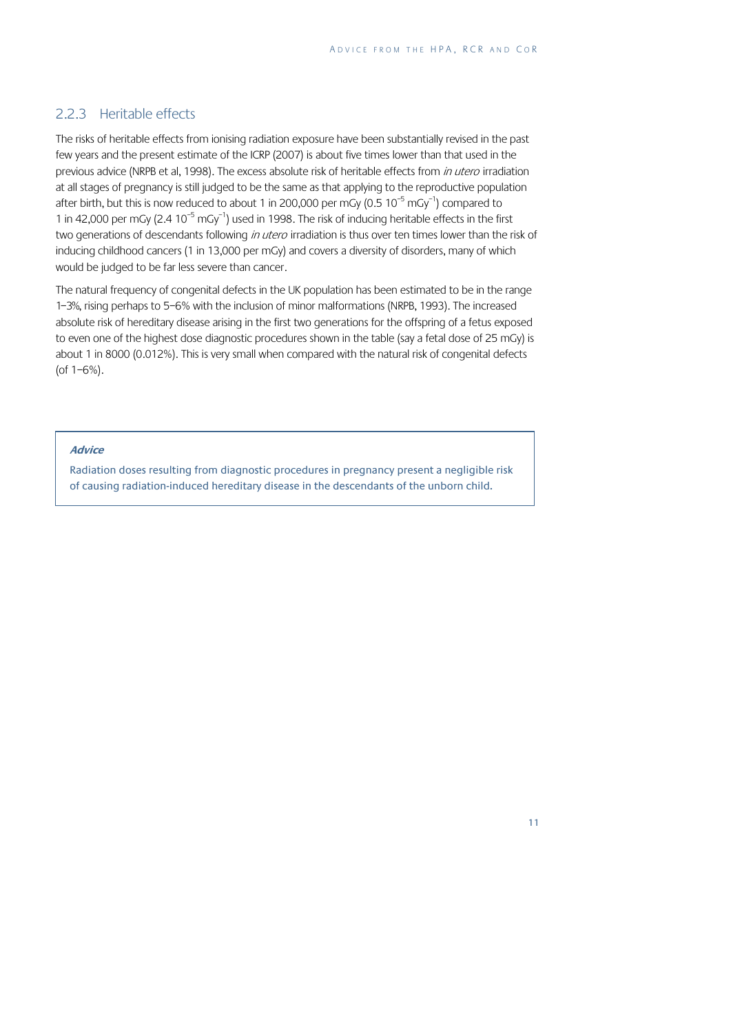### 2.2.3 Heritable effects

The risks of heritable effects from ionising radiation exposure have been substantially revised in the past few years and the present estimate of the ICRP (2007) is about five times lower than that used in the previous advice (NRPB et al, 1998). The excess absolute risk of heritable effects from *in utero* irradiation at all stages of pregnancy is still judged to be the same as that applying to the reproductive population after birth, but this is now reduced to about 1 in 200,000 per mGy ($0.5\ 10^{-5}\ \text{mGy}^{-1}$) compared to 1 in 42,000 per mGy ($2.4\ 10^{-5}\ \text{mGy}^{-1}$) used in 1998. The risk of inducing heritable effects in the first two generations of descendants following *in utero* irradiation is thus over ten times lower than the risk of inducing childhood cancers (1 in 13,000 per mGy) and covers a diversity of disorders, many of which would be judged to be far less severe than cancer.

The natural frequency of congenital defects in the UK population has been estimated to be in the range 1–3%, rising perhaps to 5–6% with the inclusion of minor malformations (NRPB, 1993). The increased absolute risk of hereditary disease arising in the first two generations for the offspring of a fetus exposed to even one of the highest dose diagnostic procedures shown in the table (say a fetal dose of 25 mGy) is about 1 in 8000 (0.012%). This is very small when compared with the natural risk of congenital defects (of 1–6%).

***Advice***

Radiation doses resulting from diagnostic procedures in pregnancy present a negligible risk of causing radiation-induced hereditary disease in the descendants of the unborn child.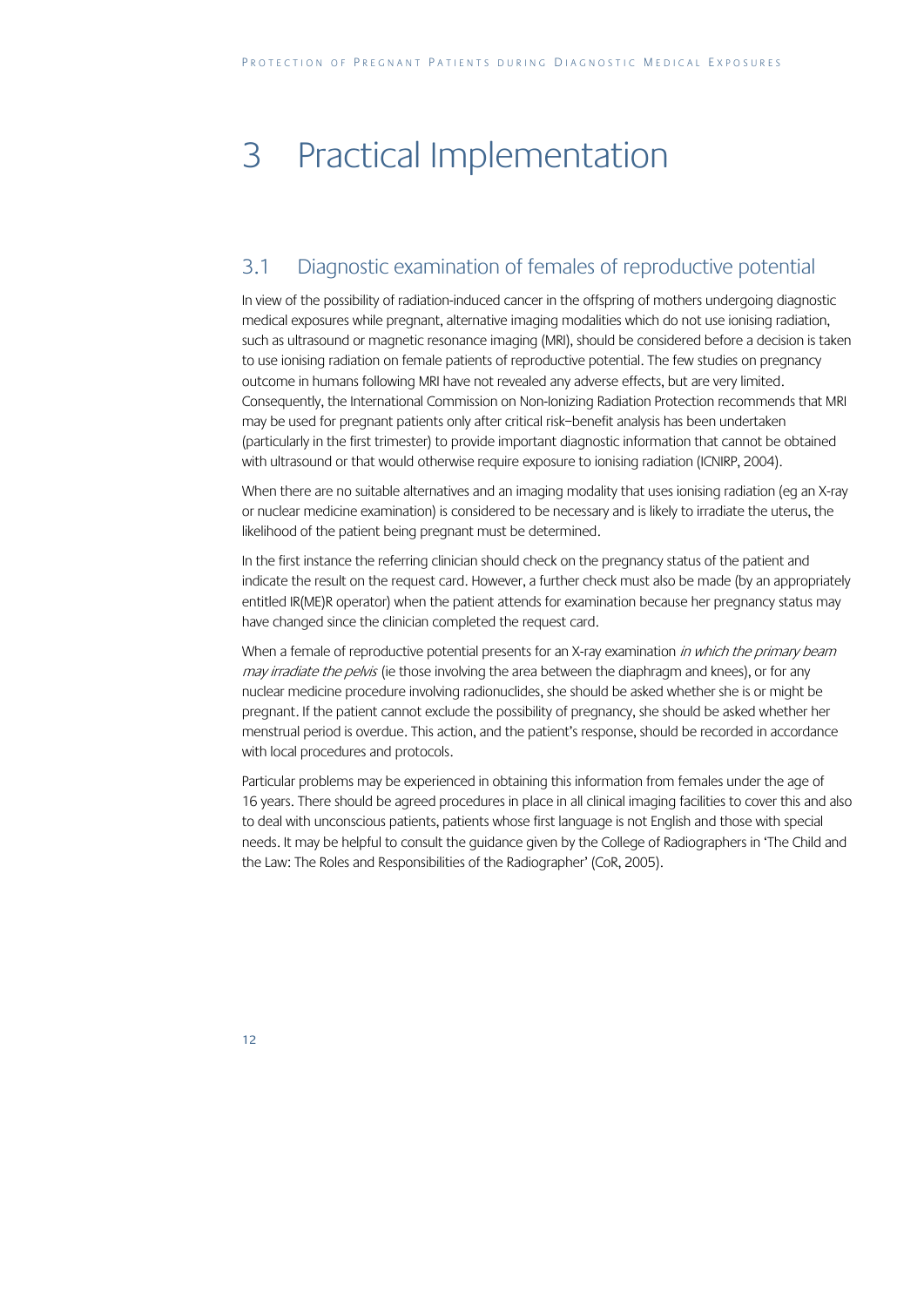# 3 Practical Implementation

## 3.1 Diagnostic examination of females of reproductive potential

In view of the possibility of radiation-induced cancer in the offspring of mothers undergoing diagnostic medical exposures while pregnant, alternative imaging modalities which do not use ionising radiation, such as ultrasound or magnetic resonance imaging (MRI), should be considered before a decision is taken to use ionising radiation on female patients of reproductive potential. The few studies on pregnancy outcome in humans following MRI have not revealed any adverse effects, but are very limited. Consequently, the International Commission on Non-Ionizing Radiation Protection recommends that MRI may be used for pregnant patients only after critical risk–benefit analysis has been undertaken (particularly in the first trimester) to provide important diagnostic information that cannot be obtained with ultrasound or that would otherwise require exposure to ionising radiation (ICNIRP, 2004).

When there are no suitable alternatives and an imaging modality that uses ionising radiation (eg an X-ray or nuclear medicine examination) is considered to be necessary and is likely to irradiate the uterus, the likelihood of the patient being pregnant must be determined.

In the first instance the referring clinician should check on the pregnancy status of the patient and indicate the result on the request card. However, a further check must also be made (by an appropriately entitled IR(ME)R operator) when the patient attends for examination because her pregnancy status may have changed since the clinician completed the request card.

When a female of reproductive potential presents for an X-ray examination *in which the primary beam may irradiate the pelvis* (ie those involving the area between the diaphragm and knees), or for any nuclear medicine procedure involving radionuclides, she should be asked whether she is or might be pregnant. If the patient cannot exclude the possibility of pregnancy, she should be asked whether her menstrual period is overdue. This action, and the patient's response, should be recorded in accordance with local procedures and protocols.

Particular problems may be experienced in obtaining this information from females under the age of 16 years. There should be agreed procedures in place in all clinical imaging facilities to cover this and also to deal with unconscious patients, patients whose first language is not English and those with special needs. It may be helpful to consult the guidance given by the College of Radiographers in 'The Child and the Law: The Roles and Responsibilities of the Radiographer' (CoR, 2005).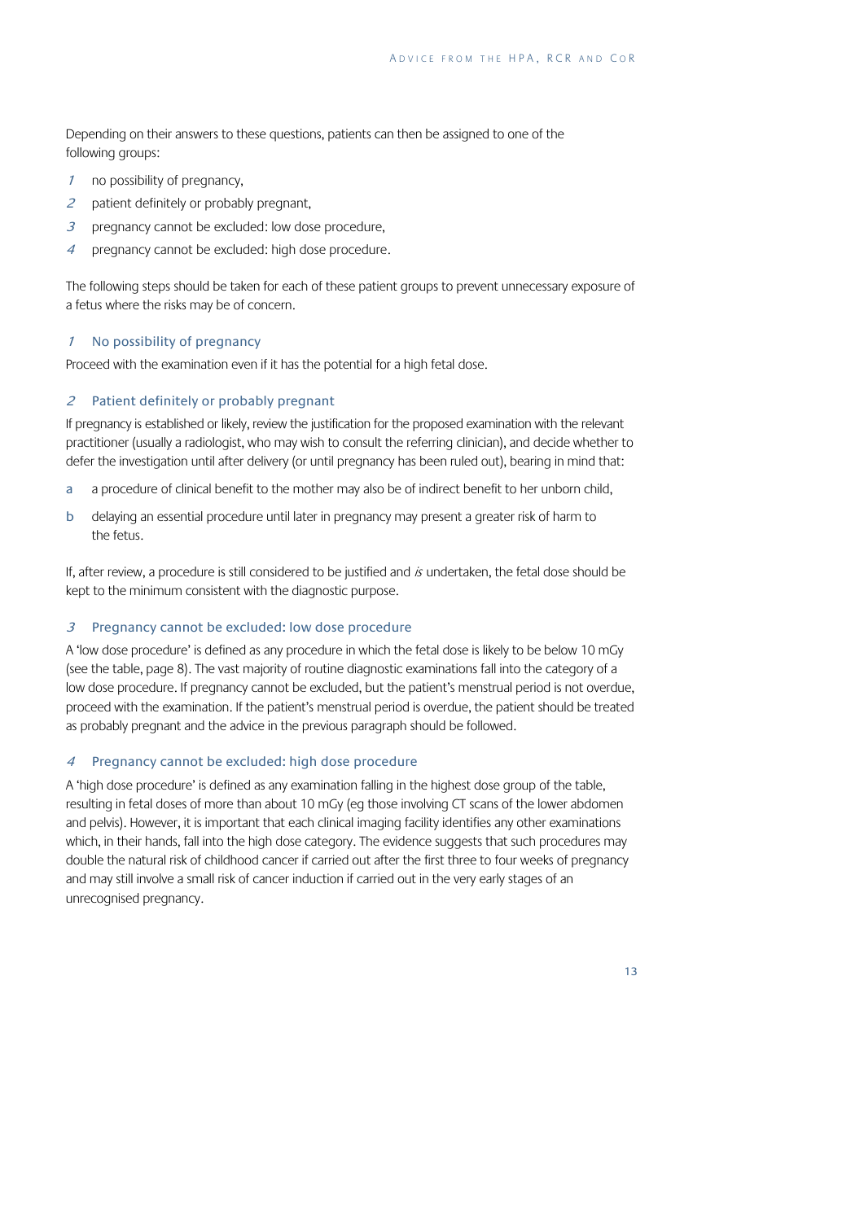Depending on their answers to these questions, patients can then be assigned to one of the following groups:

1. no possibility of pregnancy,
2. patient definitely or probably pregnant,
3. pregnancy cannot be excluded: low dose procedure,
4. pregnancy cannot be excluded: high dose procedure.

The following steps should be taken for each of these patient groups to prevent unnecessary exposure of a fetus where the risks may be of concern.

### 1 No possibility of pregnancy

Proceed with the examination even if it has the potential for a high fetal dose.

### 2 Patient definitely or probably pregnant

If pregnancy is established or likely, review the justification for the proposed examination with the relevant practitioner (usually a radiologist, who may wish to consult the referring clinician), and decide whether to defer the investigation until after delivery (or until pregnancy has been ruled out), bearing in mind that:

a. a procedure of clinical benefit to the mother may also be of indirect benefit to her unborn child,

b. delaying an essential procedure until later in pregnancy may present a greater risk of harm to the fetus.

If, after review, a procedure is still considered to be justified and *is* undertaken, the fetal dose should be kept to the minimum consistent with the diagnostic purpose.

### 3 Pregnancy cannot be excluded: low dose procedure

A 'low dose procedure' is defined as any procedure in which the fetal dose is likely to be below 10 mGy (see the table, page 8). The vast majority of routine diagnostic examinations fall into the category of a low dose procedure. If pregnancy cannot be excluded, but the patient's menstrual period is not overdue, proceed with the examination. If the patient's menstrual period is overdue, the patient should be treated as probably pregnant and the advice in the previous paragraph should be followed.

### 4 Pregnancy cannot be excluded: high dose procedure

A 'high dose procedure' is defined as any examination falling in the highest dose group of the table, resulting in fetal doses of more than about 10 mGy (eg those involving CT scans of the lower abdomen and pelvis). However, it is important that each clinical imaging facility identifies any other examinations which, in their hands, fall into the high dose category. The evidence suggests that such procedures may double the natural risk of childhood cancer if carried out after the first three to four weeks of pregnancy and may still involve a small risk of cancer induction if carried out in the very early stages of an unrecognised pregnancy.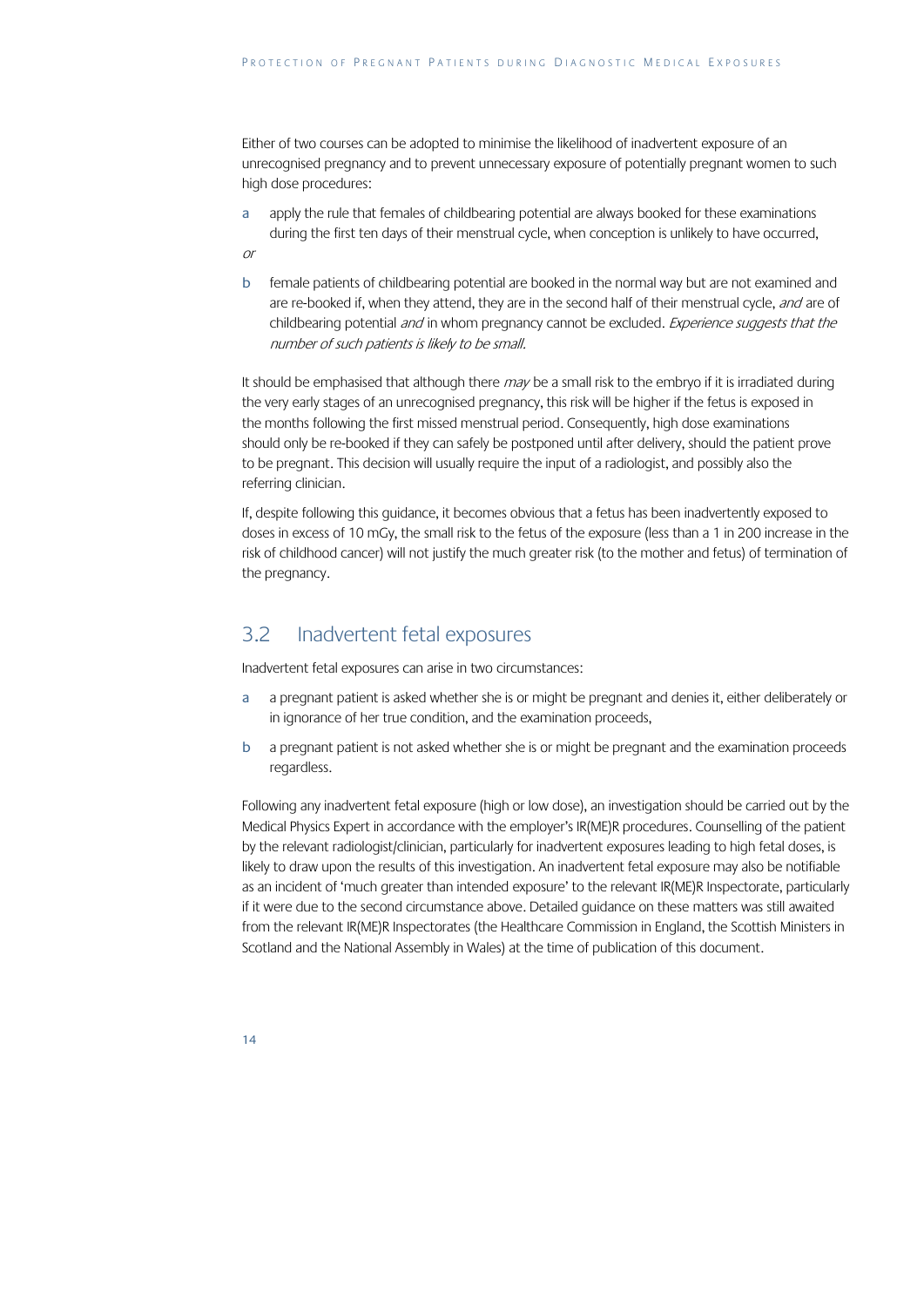Either of two courses can be adopted to minimise the likelihood of inadvertent exposure of an unrecognised pregnancy and to prevent unnecessary exposure of potentially pregnant women to such high dose procedures:

a apply the rule that females of childbearing potential are always booked for these examinations during the first ten days of their menstrual cycle, when conception is unlikely to have occurred,

*or*

b female patients of childbearing potential are booked in the normal way but are not examined and are re-booked if, when they attend, they are in the second half of their menstrual cycle, *and* are of childbearing potential *and* in whom pregnancy cannot be excluded. *Experience suggests that the number of such patients is likely to be small.*

It should be emphasised that although there *may* be a small risk to the embryo if it is irradiated during the very early stages of an unrecognised pregnancy, this risk will be higher if the fetus is exposed in the months following the first missed menstrual period. Consequently, high dose examinations should only be re-booked if they can safely be postponed until after delivery, should the patient prove to be pregnant. This decision will usually require the input of a radiologist, and possibly also the referring clinician.

If, despite following this guidance, it becomes obvious that a fetus has been inadvertently exposed to doses in excess of 10 mGy, the small risk to the fetus of the exposure (less than a 1 in 200 increase in the risk of childhood cancer) will not justify the much greater risk (to the mother and fetus) of termination of the pregnancy.

## 3.2 Inadvertent fetal exposures

Inadvertent fetal exposures can arise in two circumstances:

a a pregnant patient is asked whether she is or might be pregnant and denies it, either deliberately or in ignorance of her true condition, and the examination proceeds,

b a pregnant patient is not asked whether she is or might be pregnant and the examination proceeds regardless.

Following any inadvertent fetal exposure (high or low dose), an investigation should be carried out by the Medical Physics Expert in accordance with the employer's IR(ME)R procedures. Counselling of the patient by the relevant radiologist/clinician, particularly for inadvertent exposures leading to high fetal doses, is likely to draw upon the results of this investigation. An inadvertent fetal exposure may also be notifiable as an incident of 'much greater than intended exposure' to the relevant IR(ME)R Inspectorate, particularly if it were due to the second circumstance above. Detailed guidance on these matters was still awaited from the relevant IR(ME)R Inspectorates (the Healthcare Commission in England, the Scottish Ministers in Scotland and the National Assembly in Wales) at the time of publication of this document.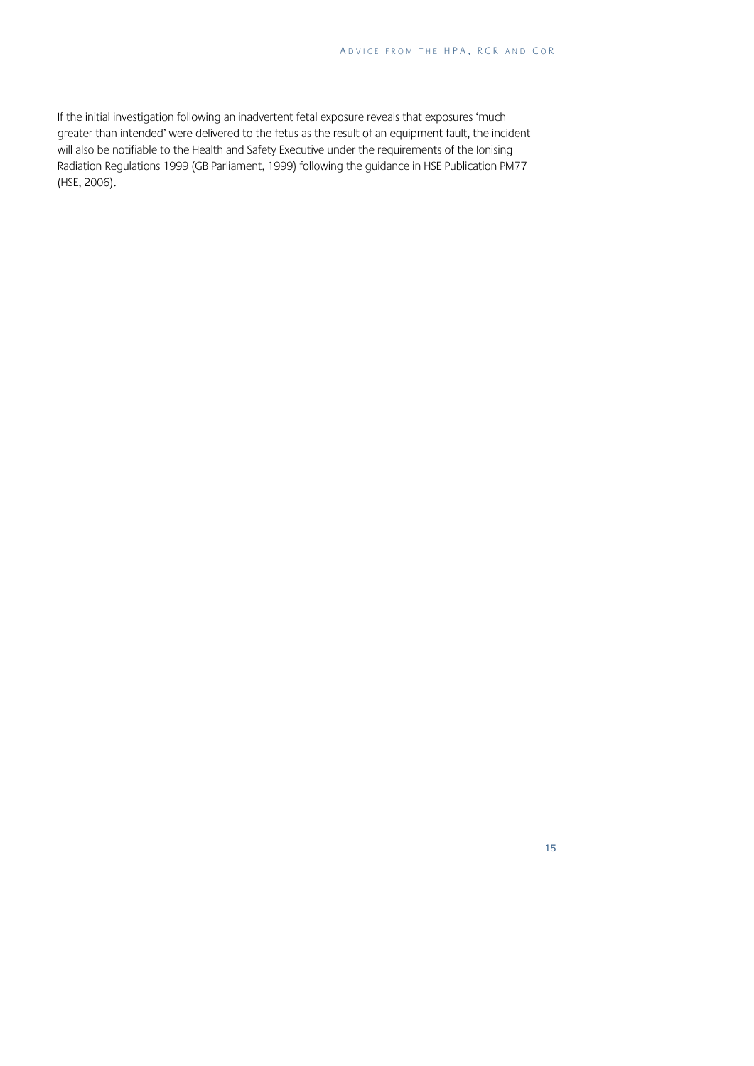If the initial investigation following an inadvertent fetal exposure reveals that exposures 'much greater than intended' were delivered to the fetus as the result of an equipment fault, the incident will also be notifiable to the Health and Safety Executive under the requirements of the Ionising Radiation Regulations 1999 (GB Parliament, 1999) following the guidance in HSE Publication PM77 (HSE, 2006).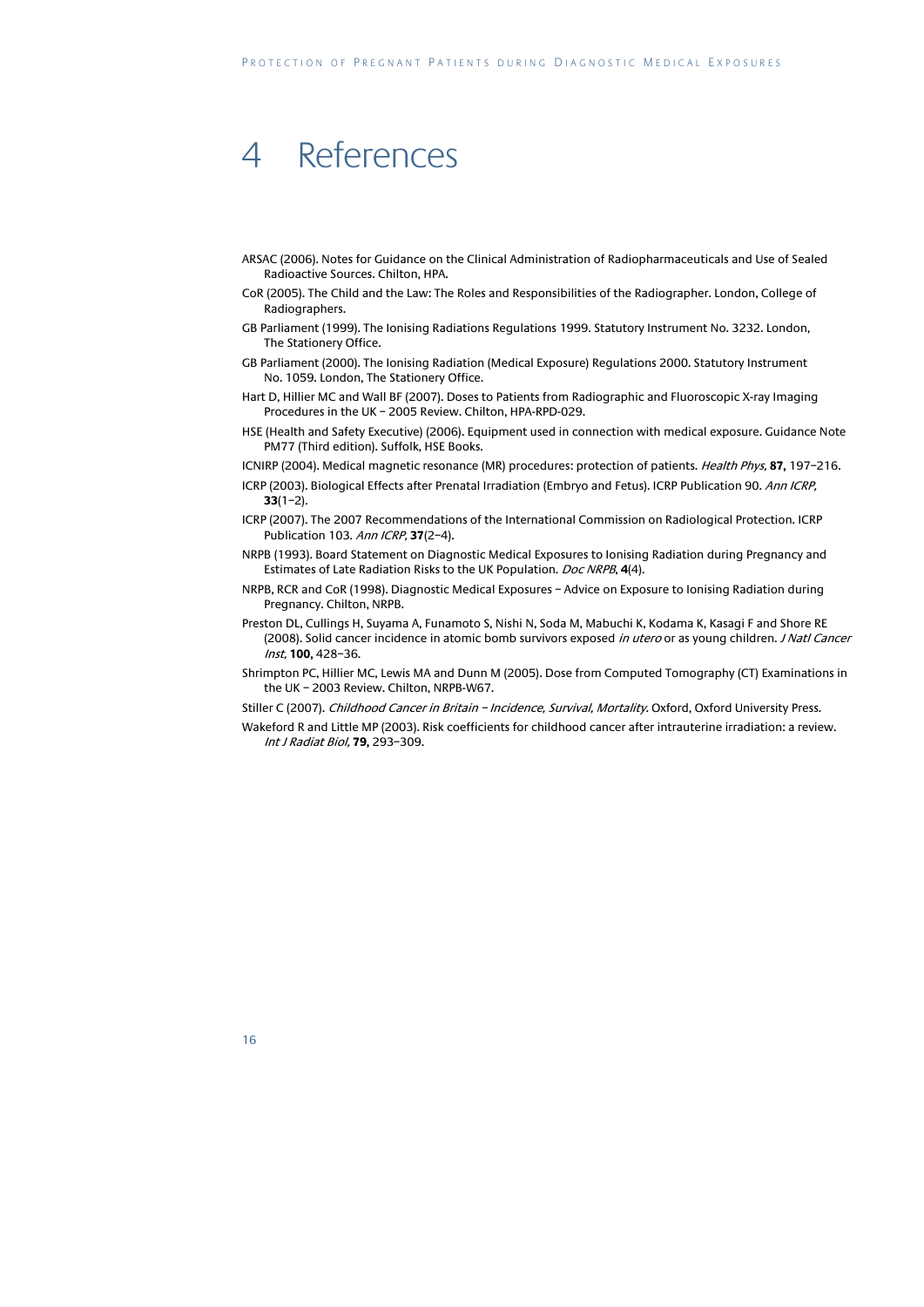# 4 References

ARSAC (2006). Notes for Guidance on the Clinical Administration of Radiopharmaceuticals and Use of Sealed Radioactive Sources. Chilton, HPA.

CoR (2005). The Child and the Law: The Roles and Responsibilities of the Radiographer. London, College of Radiographers.

GB Parliament (1999). The Ionising Radiations Regulations 1999. Statutory Instrument No. 3232. London, The Stationery Office.

GB Parliament (2000). The Ionising Radiation (Medical Exposure) Regulations 2000. Statutory Instrument No. 1059. London, The Stationery Office.

Hart D, Hillier MC and Wall BF (2007). Doses to Patients from Radiographic and Fluoroscopic X-ray Imaging Procedures in the UK – 2005 Review. Chilton, HPA-RPD-029.

HSE (Health and Safety Executive) (2006). Equipment used in connection with medical exposure. Guidance Note PM77 (Third edition). Suffolk, HSE Books.

ICNIRP (2004). Medical magnetic resonance (MR) procedures: protection of patients. *Health Phys,* **87,** 197–216.

ICRP (2003). Biological Effects after Prenatal Irradiation (Embryo and Fetus). ICRP Publication 90. *Ann ICRP,* **33**(1–2).

ICRP (2007). The 2007 Recommendations of the International Commission on Radiological Protection. ICRP Publication 103. *Ann ICRP*, **37**(2–4).

NRPB (1993). Board Statement on Diagnostic Medical Exposures to Ionising Radiation during Pregnancy and Estimates of Late Radiation Risks to the UK Population. *Doc NRPB*, **4**(4).

NRPB, RCR and CoR (1998). Diagnostic Medical Exposures – Advice on Exposure to Ionising Radiation during Pregnancy. Chilton, NRPB.

Preston DL, Cullings H, Suyama A, Funamoto S, Nishi N, Soda M, Mabuchi K, Kodama K, Kasagi F and Shore RE (2008). Solid cancer incidence in atomic bomb survivors exposed *in utero* or as young children. *J Natl Cancer Inst*, **100,** 428–36.

Shrimpton PC, Hillier MC, Lewis MA and Dunn M (2005). Dose from Computed Tomography (CT) Examinations in the UK – 2003 Review. Chilton, NRPB-W67.

Stiller C (2007). *Childhood Cancer in Britain – Incidence, Survival, Mortality.* Oxford, Oxford University Press.

Wakeford R and Little MP (2003). Risk coefficients for childhood cancer after intrauterine irradiation: a review. *Int J Radiat Biol,* **79,** 293–309.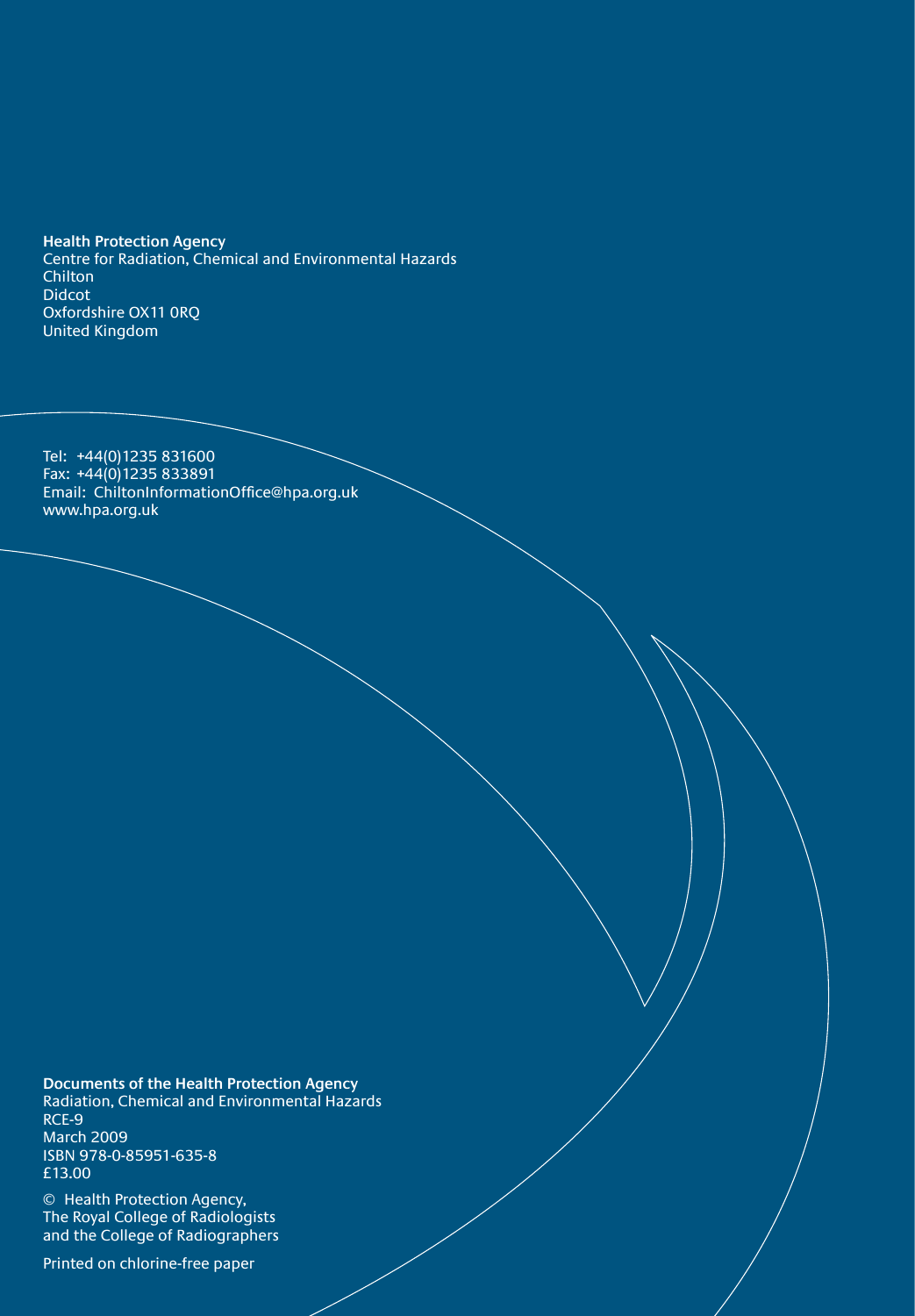**Health Protection Agency**
Centre for Radiation, Chemical and Environmental Hazards
Chilton
Didcot
Oxfordshire OX11 0RQ
United Kingdom

Tel: +44(0)1235 831600
Fax: +44(0)1235 833891
Email: ChiltonInformationOffice@hpa.org.uk
www.hpa.org.uk

**Documents of the Health Protection Agency**
Radiation, Chemical and Environmental Hazards
RCE-9
March 2009
ISBN 978-0-85951-635-8
£13.00

© Health Protection Agency,
The Royal College of Radiologists
and the College of Radiographers

Printed on chlorine-free paper